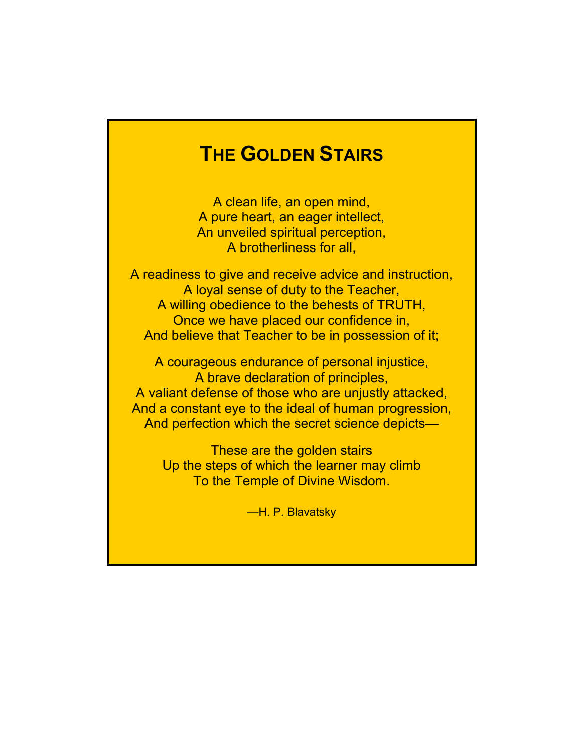# The Golden Stairs

A clean life, an open mind,
A pure heart, an eager intellect,
An unveiled spiritual perception,
A brotherliness for all,

A readiness to give and receive advice and instruction,
A loyal sense of duty to the Teacher,
A willing obedience to the behests of TRUTH,
Once we have placed our confidence in,
And believe that Teacher to be in possession of it;

A courageous endurance of personal injustice,
A brave declaration of principles,
A valiant defense of those who are unjustly attacked,
And a constant eye to the ideal of human progression,
And perfection which the secret science depicts—

These are the golden stairs
Up the steps of which the learner may climb
To the Temple of Divine Wisdom.

—H. P. Blavatsky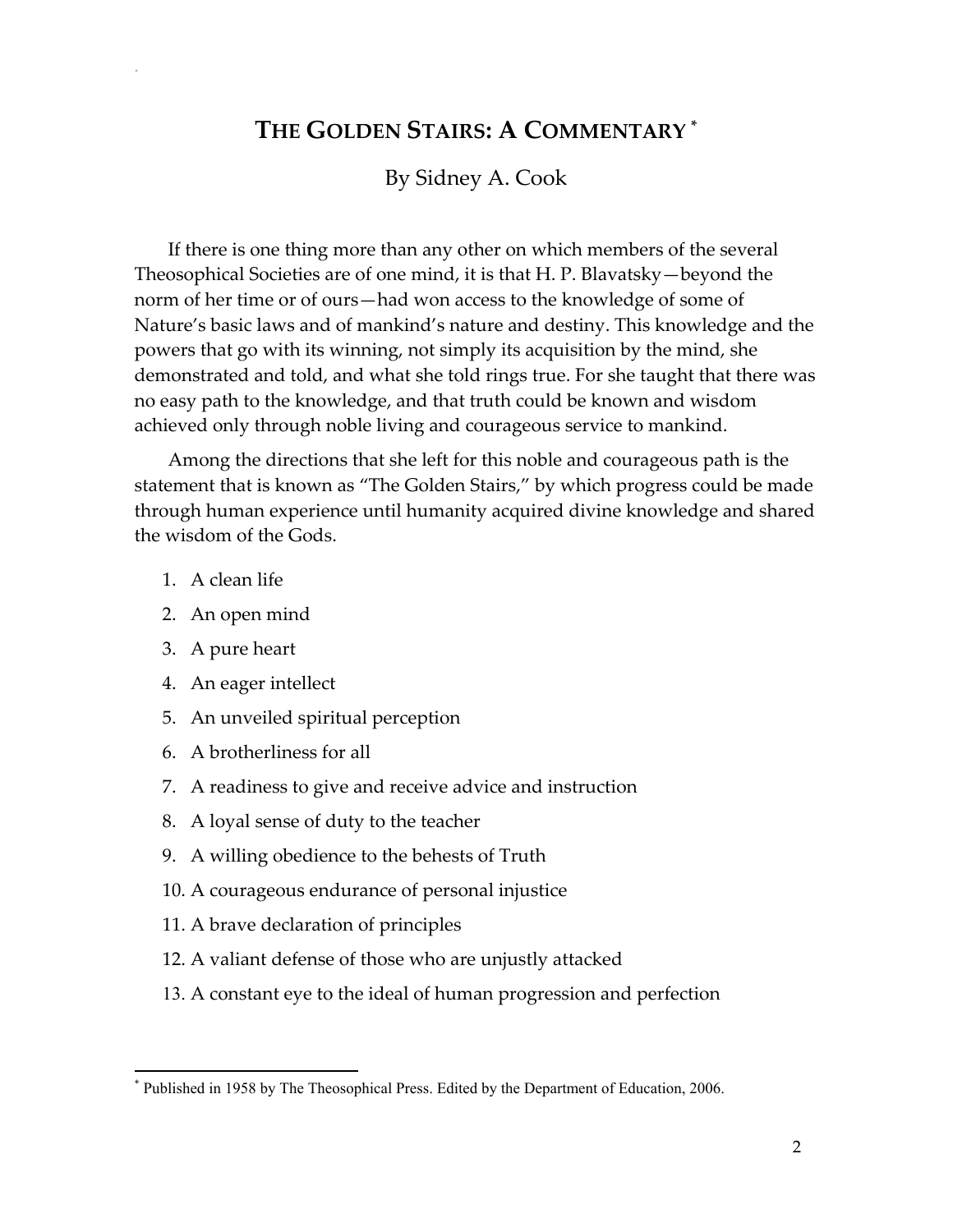# The Golden Stairs: A Commentary [*]

By Sidney A. Cook

If there is one thing more than any other on which members of the several Theosophical Societies are of one mind, it is that H. P. Blavatsky—beyond the norm of her time or of ours—had won access to the knowledge of some of Nature's basic laws and of mankind's nature and destiny. This knowledge and the powers that go with its winning, not simply its acquisition by the mind, she demonstrated and told, and what she told rings true. For she taught that there was no easy path to the knowledge, and that truth could be known and wisdom achieved only through noble living and courageous service to mankind.

Among the directions that she left for this noble and courageous path is the statement that is known as "The Golden Stairs," by which progress could be made through human experience until humanity acquired divine knowledge and shared the wisdom of the Gods.

1. A clean life
2. An open mind
3. A pure heart
4. An eager intellect
5. An unveiled spiritual perception
6. A brotherliness for all
7. A readiness to give and receive advice and instruction
8. A loyal sense of duty to the teacher
9. A willing obedience to the behests of Truth
10. A courageous endurance of personal injustice
11. A brave declaration of principles
12. A valiant defense of those who are unjustly attacked
13. A constant eye to the ideal of human progression and perfection

---

[*] Published in 1958 by The Theosophical Press. Edited by the Department of Education, 2006.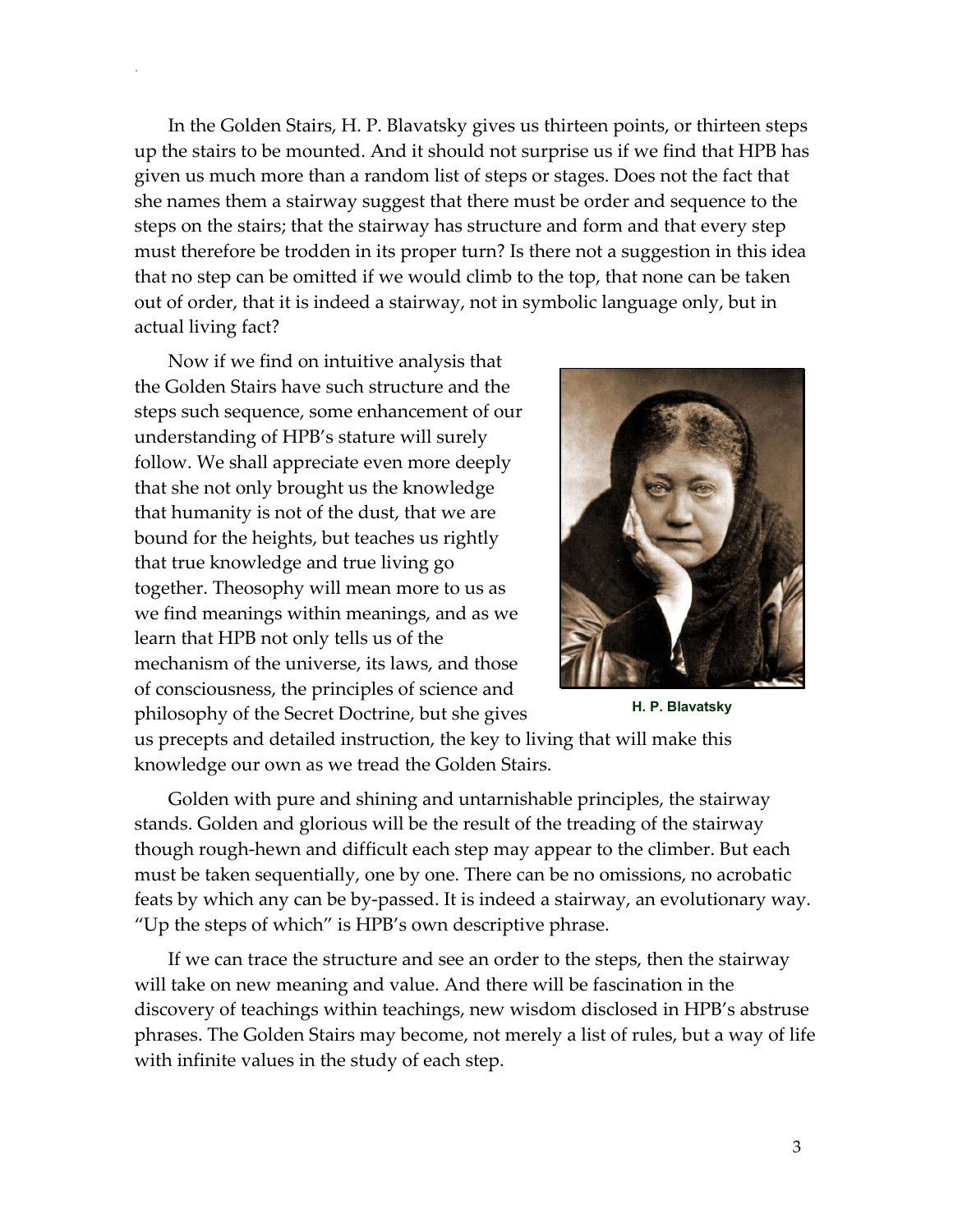In the Golden Stairs, H. P. Blavatsky gives us thirteen points, or thirteen steps up the stairs to be mounted. And it should not surprise us if we find that HPB has given us much more than a random list of steps or stages. Does not the fact that she names them a stairway suggest that there must be order and sequence to the steps on the stairs; that the stairway has structure and form and that every step must therefore be trodden in its proper turn? Is there not a suggestion in this idea that no step can be omitted if we would climb to the top, that none can be taken out of order, that it is indeed a stairway, not in symbolic language only, but in actual living fact?

Now if we find on intuitive analysis that the Golden Stairs have such structure and the steps such sequence, some enhancement of our understanding of HPB's stature will surely follow. We shall appreciate even more deeply that she not only brought us the knowledge that humanity is not of the dust, that we are bound for the heights, but teaches us rightly that true knowledge and true living go together. Theosophy will mean more to us as we find meanings within meanings, and as we learn that HPB not only tells us of the mechanism of the universe, its laws, and those of consciousness, the principles of science and philosophy of the Secret Doctrine, but she gives us precepts and detailed instruction, the key to living that will make this knowledge our own as we tread the Golden Stairs.

**H. P. Blavatsky**

Golden with pure and shining and untarnishable principles, the stairway stands. Golden and glorious will be the result of the treading of the stairway though rough-hewn and difficult each step may appear to the climber. But each must be taken sequentially, one by one. There can be no omissions, no acrobatic feats by which any can be by-passed. It is indeed a stairway, an evolutionary way. "Up the steps of which" is HPB's own descriptive phrase.

If we can trace the structure and see an order to the steps, then the stairway will take on new meaning and value. And there will be fascination in the discovery of teachings within teachings, new wisdom disclosed in HPB's abstruse phrases. The Golden Stairs may become, not merely a list of rules, but a way of life with infinite values in the study of each step.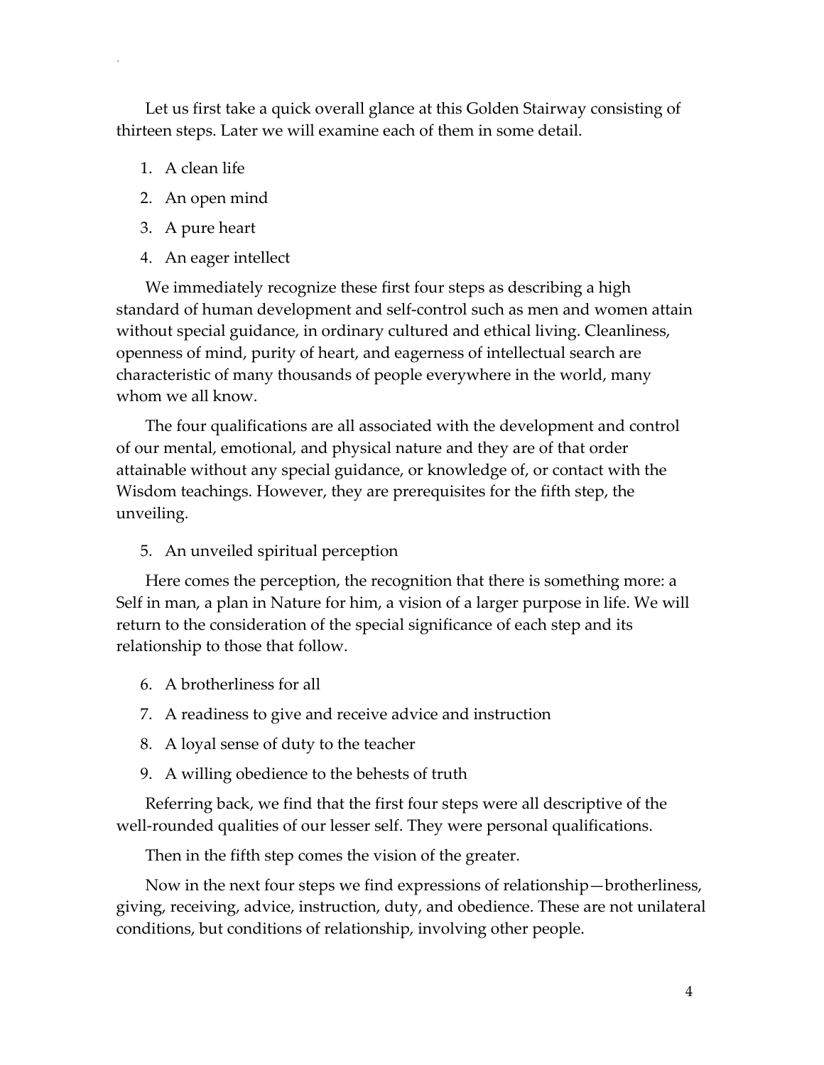Let us first take a quick overall glance at this Golden Stairway consisting of thirteen steps. Later we will examine each of them in some detail.

1. A clean life
2. An open mind
3. A pure heart
4. An eager intellect

We immediately recognize these first four steps as describing a high standard of human development and self-control such as men and women attain without special guidance, in ordinary cultured and ethical living. Cleanliness, openness of mind, purity of heart, and eagerness of intellectual search are characteristic of many thousands of people everywhere in the world, many whom we all know.

The four qualifications are all associated with the development and control of our mental, emotional, and physical nature and they are of that order attainable without any special guidance, or knowledge of, or contact with the Wisdom teachings. However, they are prerequisites for the fifth step, the unveiling.

5. An unveiled spiritual perception

Here comes the perception, the recognition that there is something more: a Self in man, a plan in Nature for him, a vision of a larger purpose in life. We will return to the consideration of the special significance of each step and its relationship to those that follow.

6. A brotherliness for all
7. A readiness to give and receive advice and instruction
8. A loyal sense of duty to the teacher
9. A willing obedience to the behests of truth

Referring back, we find that the first four steps were all descriptive of the well-rounded qualities of our lesser self. They were personal qualifications.

Then in the fifth step comes the vision of the greater.

Now in the next four steps we find expressions of relationship—brotherliness, giving, receiving, advice, instruction, duty, and obedience. These are not unilateral conditions, but conditions of relationship, involving other people.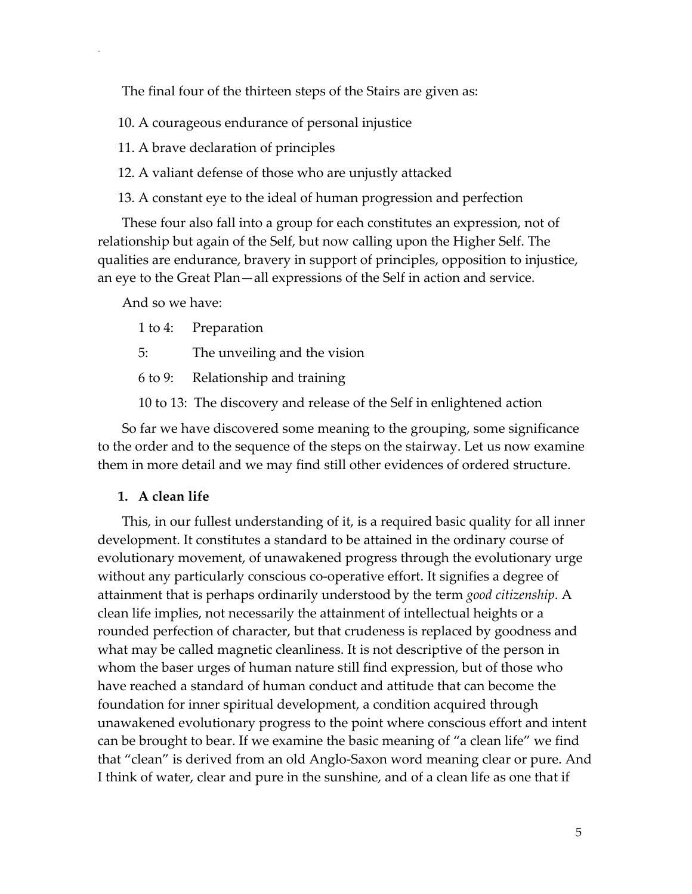The final four of the thirteen steps of the Stairs are given as:

10. A courageous endurance of personal injustice
11. A brave declaration of principles
12. A valiant defense of those who are unjustly attacked
13. A constant eye to the ideal of human progression and perfection

These four also fall into a group for each constitutes an expression, not of relationship but again of the Self, but now calling upon the Higher Self. The qualities are endurance, bravery in support of principles, opposition to injustice, an eye to the Great Plan—all expressions of the Self in action and service.

And so we have:

1 to 4: Preparation

5: The unveiling and the vision

6 to 9: Relationship and training

10 to 13: The discovery and release of the Self in enlightened action

So far we have discovered some meaning to the grouping, some significance to the order and to the sequence of the steps on the stairway. Let us now examine them in more detail and we may find still other evidences of ordered structure.

### 1. A clean life

This, in our fullest understanding of it, is a required basic quality for all inner development. It constitutes a standard to be attained in the ordinary course of evolutionary movement, of unawakened progress through the evolutionary urge without any particularly conscious co-operative effort. It signifies a degree of attainment that is perhaps ordinarily understood by the term *good citizenship*. A clean life implies, not necessarily the attainment of intellectual heights or a rounded perfection of character, but that crudeness is replaced by goodness and what may be called magnetic cleanliness. It is not descriptive of the person in whom the baser urges of human nature still find expression, but of those who have reached a standard of human conduct and attitude that can become the foundation for inner spiritual development, a condition acquired through unawakened evolutionary progress to the point where conscious effort and intent can be brought to bear. If we examine the basic meaning of "a clean life" we find that "clean" is derived from an old Anglo-Saxon word meaning clear or pure. And I think of water, clear and pure in the sunshine, and of a clean life as one that if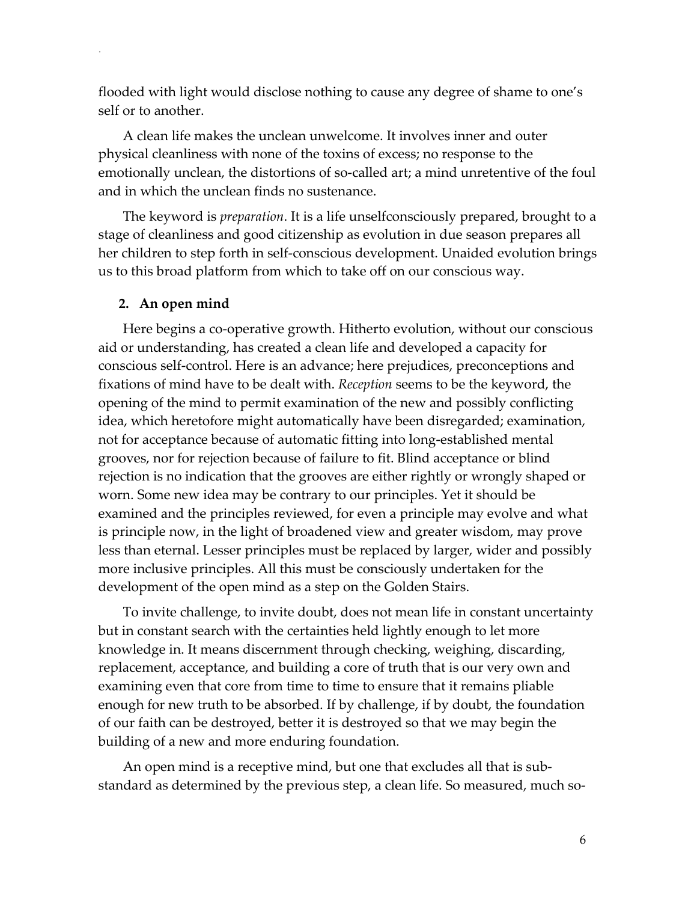flooded with light would disclose nothing to cause any degree of shame to one's self or to another.

A clean life makes the unclean unwelcome. It involves inner and outer physical cleanliness with none of the toxins of excess; no response to the emotionally unclean, the distortions of so-called art; a mind unretentive of the foul and in which the unclean finds no sustenance.

The keyword is *preparation*. It is a life unselfconsciously prepared, brought to a stage of cleanliness and good citizenship as evolution in due season prepares all her children to step forth in self-conscious development. Unaided evolution brings us to this broad platform from which to take off on our conscious way.

### 2. An open mind

Here begins a co-operative growth. Hitherto evolution, without our conscious aid or understanding, has created a clean life and developed a capacity for conscious self-control. Here is an advance; here prejudices, preconceptions and fixations of mind have to be dealt with. *Reception* seems to be the keyword, the opening of the mind to permit examination of the new and possibly conflicting idea, which heretofore might automatically have been disregarded; examination, not for acceptance because of automatic fitting into long-established mental grooves, nor for rejection because of failure to fit. Blind acceptance or blind rejection is no indication that the grooves are either rightly or wrongly shaped or worn. Some new idea may be contrary to our principles. Yet it should be examined and the principles reviewed, for even a principle may evolve and what is principle now, in the light of broadened view and greater wisdom, may prove less than eternal. Lesser principles must be replaced by larger, wider and possibly more inclusive principles. All this must be consciously undertaken for the development of the open mind as a step on the Golden Stairs.

To invite challenge, to invite doubt, does not mean life in constant uncertainty but in constant search with the certainties held lightly enough to let more knowledge in. It means discernment through checking, weighing, discarding, replacement, acceptance, and building a core of truth that is our very own and examining even that core from time to time to ensure that it remains pliable enough for new truth to be absorbed. If by challenge, if by doubt, the foundation of our faith can be destroyed, better it is destroyed so that we may begin the building of a new and more enduring foundation.

An open mind is a receptive mind, but one that excludes all that is sub-standard as determined by the previous step, a clean life. So measured, much so-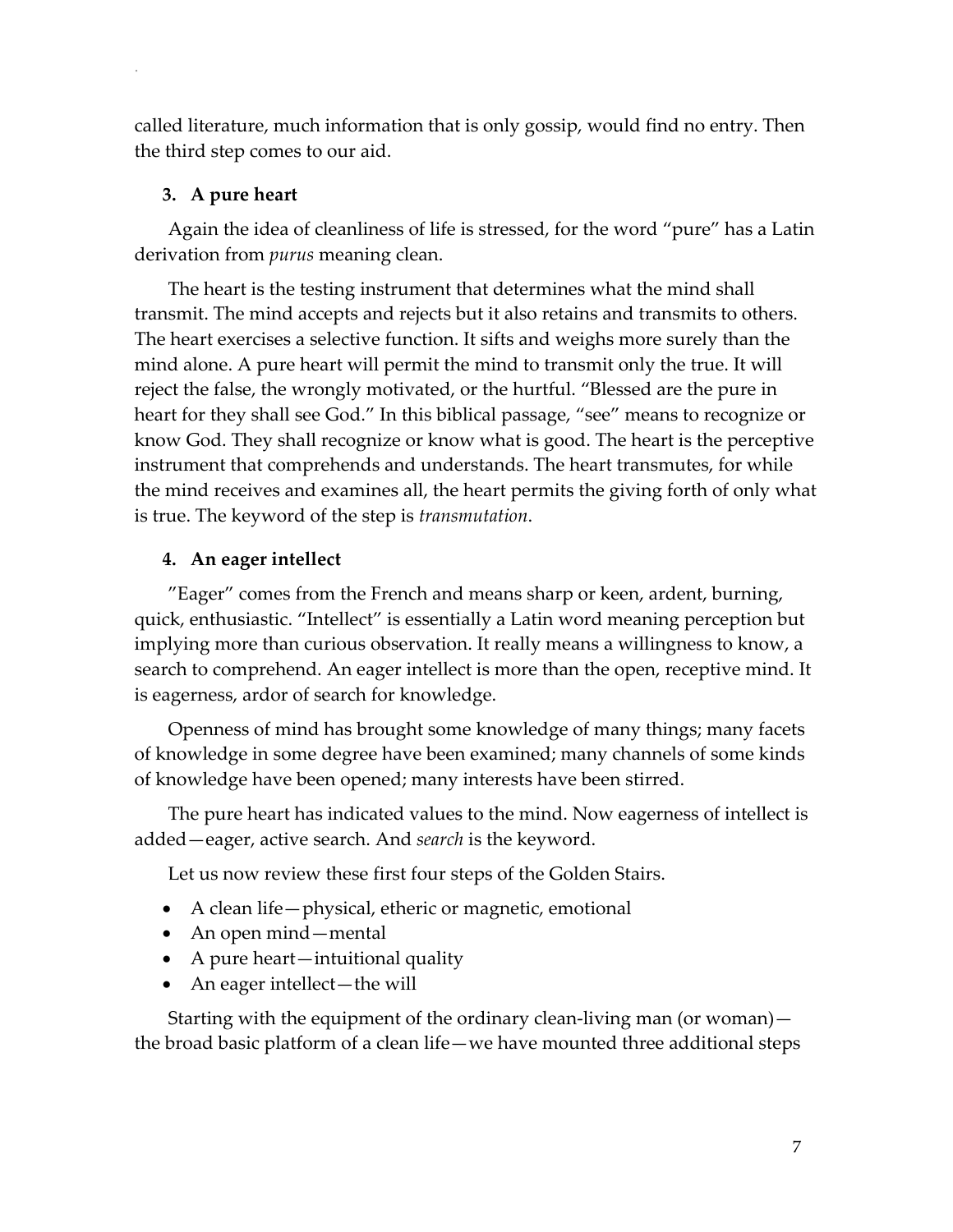called literature, much information that is only gossip, would find no entry. Then the third step comes to our aid.

### 3. A pure heart

Again the idea of cleanliness of life is stressed, for the word "pure" has a Latin derivation from *purus* meaning clean.

The heart is the testing instrument that determines what the mind shall transmit. The mind accepts and rejects but it also retains and transmits to others. The heart exercises a selective function. It sifts and weighs more surely than the mind alone. A pure heart will permit the mind to transmit only the true. It will reject the false, the wrongly motivated, or the hurtful. "Blessed are the pure in heart for they shall see God." In this biblical passage, "see" means to recognize or know God. They shall recognize or know what is good. The heart is the perceptive instrument that comprehends and understands. The heart transmutes, for while the mind receives and examines all, the heart permits the giving forth of only what is true. The keyword of the step is *transmutation*.

### 4. An eager intellect

"Eager" comes from the French and means sharp or keen, ardent, burning, quick, enthusiastic. "Intellect" is essentially a Latin word meaning perception but implying more than curious observation. It really means a willingness to know, a search to comprehend. An eager intellect is more than the open, receptive mind. It is eagerness, ardor of search for knowledge.

Openness of mind has brought some knowledge of many things; many facets of knowledge in some degree have been examined; many channels of some kinds of knowledge have been opened; many interests have been stirred.

The pure heart has indicated values to the mind. Now eagerness of intellect is added—eager, active search. And *search* is the keyword.

Let us now review these first four steps of the Golden Stairs.

- A clean life—physical, etheric or magnetic, emotional
- An open mind—mental
- A pure heart—intuitional quality
- An eager intellect—the will

Starting with the equipment of the ordinary clean-living man (or woman)—the broad basic platform of a clean life—we have mounted three additional steps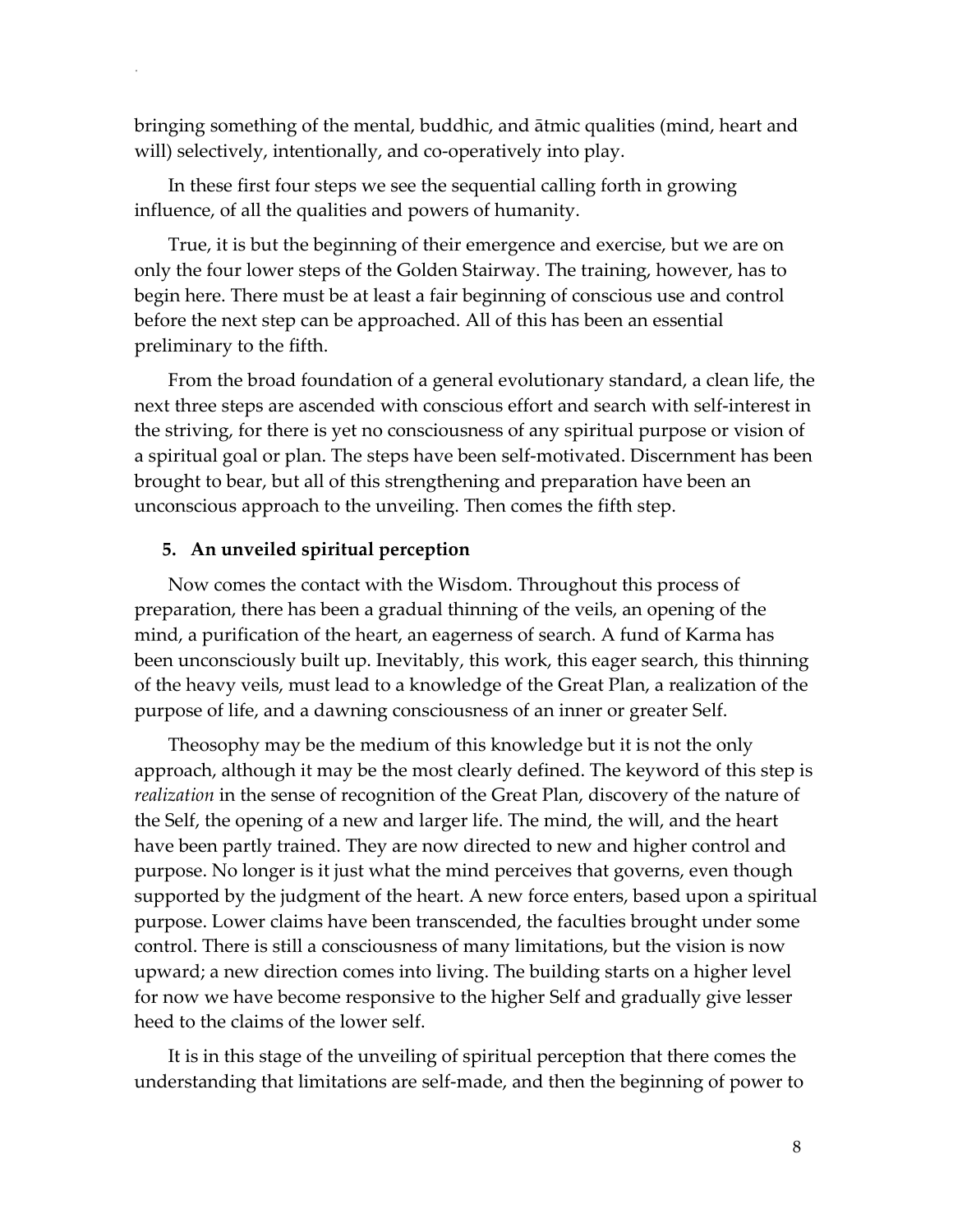bringing something of the mental, buddhic, and ātmic qualities (mind, heart and will) selectively, intentionally, and co-operatively into play.

In these first four steps we see the sequential calling forth in growing influence, of all the qualities and powers of humanity.

True, it is but the beginning of their emergence and exercise, but we are on only the four lower steps of the Golden Stairway. The training, however, has to begin here. There must be at least a fair beginning of conscious use and control before the next step can be approached. All of this has been an essential preliminary to the fifth.

From the broad foundation of a general evolutionary standard, a clean life, the next three steps are ascended with conscious effort and search with self-interest in the striving, for there is yet no consciousness of any spiritual purpose or vision of a spiritual goal or plan. The steps have been self-motivated. Discernment has been brought to bear, but all of this strengthening and preparation have been an unconscious approach to the unveiling. Then comes the fifth step.

**5. An unveiled spiritual perception**

Now comes the contact with the Wisdom. Throughout this process of preparation, there has been a gradual thinning of the veils, an opening of the mind, a purification of the heart, an eagerness of search. A fund of Karma has been unconsciously built up. Inevitably, this work, this eager search, this thinning of the heavy veils, must lead to a knowledge of the Great Plan, a realization of the purpose of life, and a dawning consciousness of an inner or greater Self.

Theosophy may be the medium of this knowledge but it is not the only approach, although it may be the most clearly defined. The keyword of this step is *realization* in the sense of recognition of the Great Plan, discovery of the nature of the Self, the opening of a new and larger life. The mind, the will, and the heart have been partly trained. They are now directed to new and higher control and purpose. No longer is it just what the mind perceives that governs, even though supported by the judgment of the heart. A new force enters, based upon a spiritual purpose. Lower claims have been transcended, the faculties brought under some control. There is still a consciousness of many limitations, but the vision is now upward; a new direction comes into living. The building starts on a higher level for now we have become responsive to the higher Self and gradually give lesser heed to the claims of the lower self.

It is in this stage of the unveiling of spiritual perception that there comes the understanding that limitations are self-made, and then the beginning of power to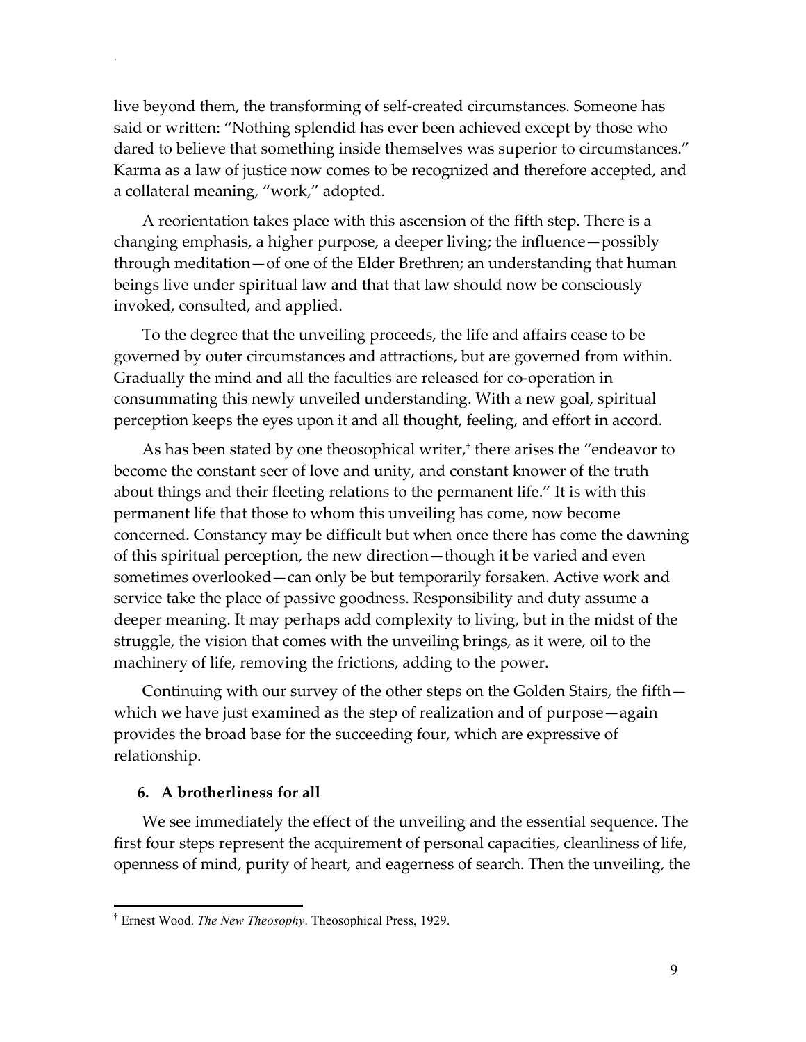live beyond them, the transforming of self-created circumstances. Someone has said or written: "Nothing splendid has ever been achieved except by those who dared to believe that something inside themselves was superior to circumstances." Karma as a law of justice now comes to be recognized and therefore accepted, and a collateral meaning, "work," adopted.

A reorientation takes place with this ascension of the fifth step. There is a changing emphasis, a higher purpose, a deeper living; the influence—possibly through meditation—of one of the Elder Brethren; an understanding that human beings live under spiritual law and that that law should now be consciously invoked, consulted, and applied.

To the degree that the unveiling proceeds, the life and affairs cease to be governed by outer circumstances and attractions, but are governed from within. Gradually the mind and all the faculties are released for co-operation in consummating this newly unveiled understanding. With a new goal, spiritual perception keeps the eyes upon it and all thought, feeling, and effort in accord.

As has been stated by one theosophical writer,[†] there arises the "endeavor to become the constant seer of love and unity, and constant knower of the truth about things and their fleeting relations to the permanent life." It is with this permanent life that those to whom this unveiling has come, now become concerned. Constancy may be difficult but when once there has come the dawning of this spiritual perception, the new direction—though it be varied and even sometimes overlooked—can only be but temporarily forsaken. Active work and service take the place of passive goodness. Responsibility and duty assume a deeper meaning. It may perhaps add complexity to living, but in the midst of the struggle, the vision that comes with the unveiling brings, as it were, oil to the machinery of life, removing the frictions, adding to the power.

Continuing with our survey of the other steps on the Golden Stairs, the fifth—which we have just examined as the step of realization and of purpose—again provides the broad base for the succeeding four, which are expressive of relationship.

### 6. A brotherliness for all

We see immediately the effect of the unveiling and the essential sequence. The first four steps represent the acquirement of personal capacities, cleanliness of life, openness of mind, purity of heart, and eagerness of search. Then the unveiling, the

---

[†] Ernest Wood. *The New Theosophy*. Theosophical Press, 1929.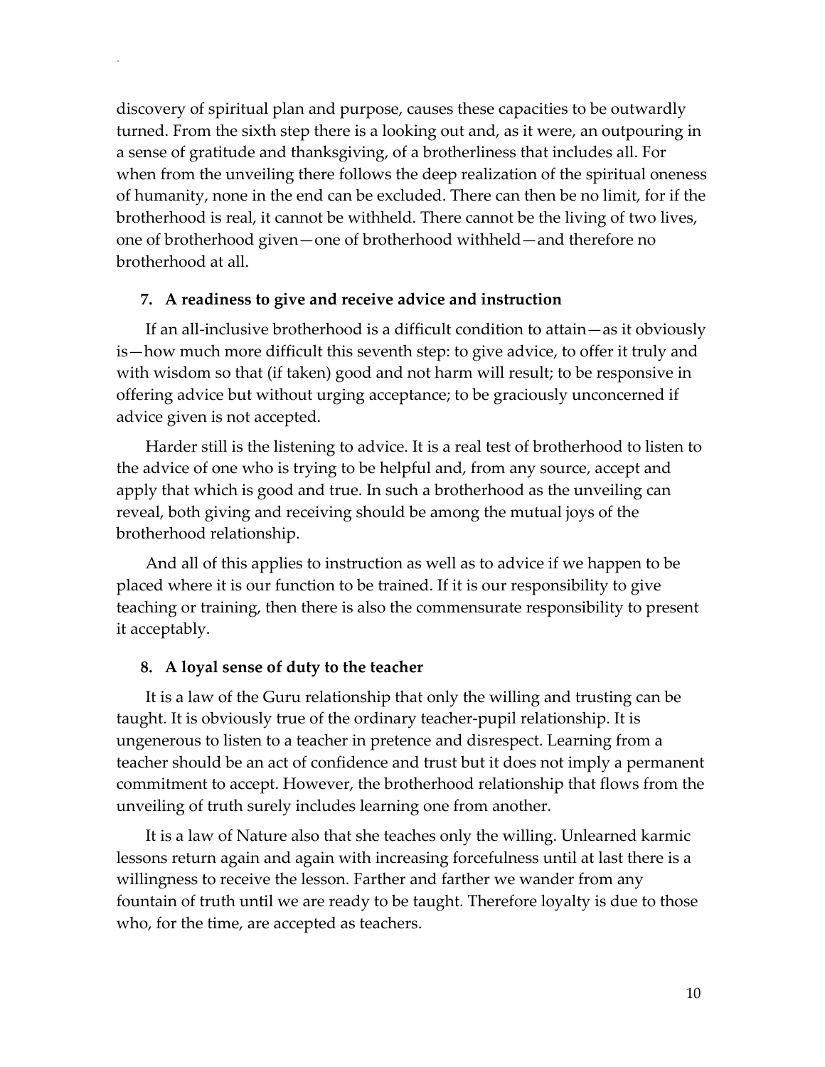discovery of spiritual plan and purpose, causes these capacities to be outwardly turned. From the sixth step there is a looking out and, as it were, an outpouring in a sense of gratitude and thanksgiving, of a brotherliness that includes all. For when from the unveiling there follows the deep realization of the spiritual oneness of humanity, none in the end can be excluded. There can then be no limit, for if the brotherhood is real, it cannot be withheld. There cannot be the living of two lives, one of brotherhood given—one of brotherhood withheld—and therefore no brotherhood at all.

### 7. A readiness to give and receive advice and instruction

If an all-inclusive brotherhood is a difficult condition to attain—as it obviously is—how much more difficult this seventh step: to give advice, to offer it truly and with wisdom so that (if taken) good and not harm will result; to be responsive in offering advice but without urging acceptance; to be graciously unconcerned if advice given is not accepted.

Harder still is the listening to advice. It is a real test of brotherhood to listen to the advice of one who is trying to be helpful and, from any source, accept and apply that which is good and true. In such a brotherhood as the unveiling can reveal, both giving and receiving should be among the mutual joys of the brotherhood relationship.

And all of this applies to instruction as well as to advice if we happen to be placed where it is our function to be trained. If it is our responsibility to give teaching or training, then there is also the commensurate responsibility to present it acceptably.

### 8. A loyal sense of duty to the teacher

It is a law of the Guru relationship that only the willing and trusting can be taught. It is obviously true of the ordinary teacher-pupil relationship. It is ungenerous to listen to a teacher in pretence and disrespect. Learning from a teacher should be an act of confidence and trust but it does not imply a permanent commitment to accept. However, the brotherhood relationship that flows from the unveiling of truth surely includes learning one from another.

It is a law of Nature also that she teaches only the willing. Unlearned karmic lessons return again and again with increasing forcefulness until at last there is a willingness to receive the lesson. Farther and farther we wander from any fountain of truth until we are ready to be taught. Therefore loyalty is due to those who, for the time, are accepted as teachers.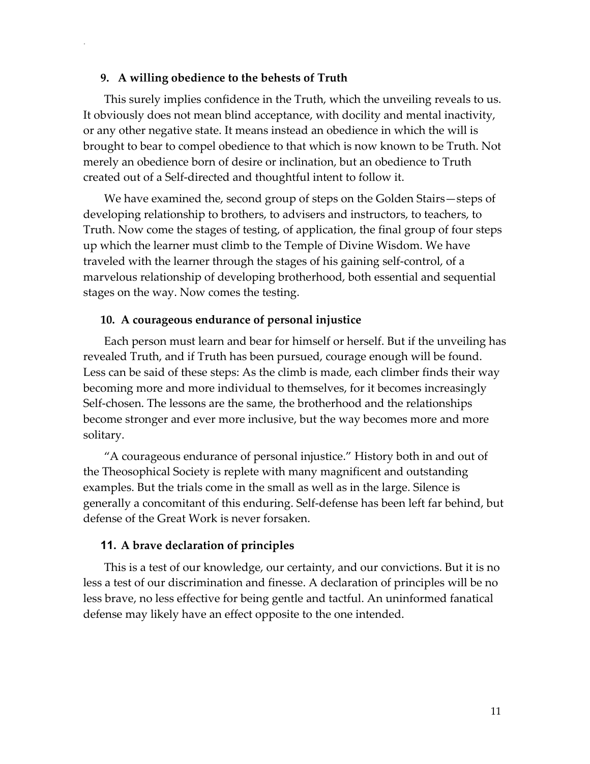### 9. A willing obedience to the behests of Truth

This surely implies confidence in the Truth, which the unveiling reveals to us. It obviously does not mean blind acceptance, with docility and mental inactivity, or any other negative state. It means instead an obedience in which the will is brought to bear to compel obedience to that which is now known to be Truth. Not merely an obedience born of desire or inclination, but an obedience to Truth created out of a Self-directed and thoughtful intent to follow it.

We have examined the, second group of steps on the Golden Stairs—steps of developing relationship to brothers, to advisers and instructors, to teachers, to Truth. Now come the stages of testing, of application, the final group of four steps up which the learner must climb to the Temple of Divine Wisdom. We have traveled with the learner through the stages of his gaining self-control, of a marvelous relationship of developing brotherhood, both essential and sequential stages on the way. Now comes the testing.

### 10. A courageous endurance of personal injustice

Each person must learn and bear for himself or herself. But if the unveiling has revealed Truth, and if Truth has been pursued, courage enough will be found. Less can be said of these steps: As the climb is made, each climber finds their way becoming more and more individual to themselves, for it becomes increasingly Self-chosen. The lessons are the same, the brotherhood and the relationships become stronger and ever more inclusive, but the way becomes more and more solitary.

"A courageous endurance of personal injustice." History both in and out of the Theosophical Society is replete with many magnificent and outstanding examples. But the trials come in the small as well as in the large. Silence is generally a concomitant of this enduring. Self-defense has been left far behind, but defense of the Great Work is never forsaken.

### 11. A brave declaration of principles

This is a test of our knowledge, our certainty, and our convictions. But it is no less a test of our discrimination and finesse. A declaration of principles will be no less brave, no less effective for being gentle and tactful. An uninformed fanatical defense may likely have an effect opposite to the one intended.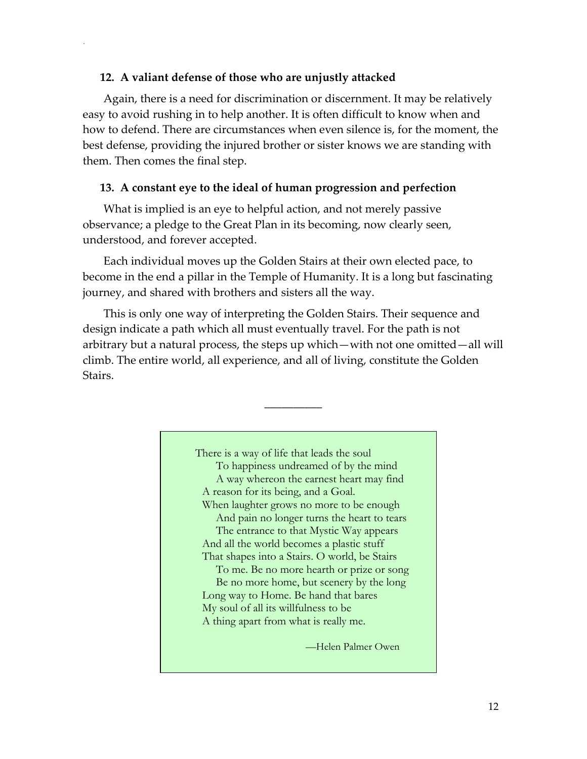### 12. A valiant defense of those who are unjustly attacked

Again, there is a need for discrimination or discernment. It may be relatively easy to avoid rushing in to help another. It is often difficult to know when and how to defend. There are circumstances when even silence is, for the moment, the best defense, providing the injured brother or sister knows we are standing with them. Then comes the final step.

### 13. A constant eye to the ideal of human progression and perfection

What is implied is an eye to helpful action, and not merely passive observance; a pledge to the Great Plan in its becoming, now clearly seen, understood, and forever accepted.

Each individual moves up the Golden Stairs at their own elected pace, to become in the end a pillar in the Temple of Humanity. It is a long but fascinating journey, and shared with brothers and sisters all the way.

This is only one way of interpreting the Golden Stairs. Their sequence and design indicate a path which all must eventually travel. For the path is not arbitrary but a natural process, the steps up which—with not one omitted—all will climb. The entire world, all experience, and all of living, constitute the Golden Stairs.

---

There is a way of life that leads the soul  
To happiness undreamed of by the mind  
A way whereon the earnest heart may find  
A reason for its being, and a Goal.  
When laughter grows no more to be enough  
And pain no longer turns the heart to tears  
The entrance to that Mystic Way appears  
And all the world becomes a plastic stuff  
That shapes into a Stairs. O world, be Stairs  
To me. Be no more hearth or prize or song  
Be no more home, but scenery by the long  
Long way to Home. Be hand that bares  
My soul of all its willfulness to be  
A thing apart from what is really me.

—Helen Palmer Owen